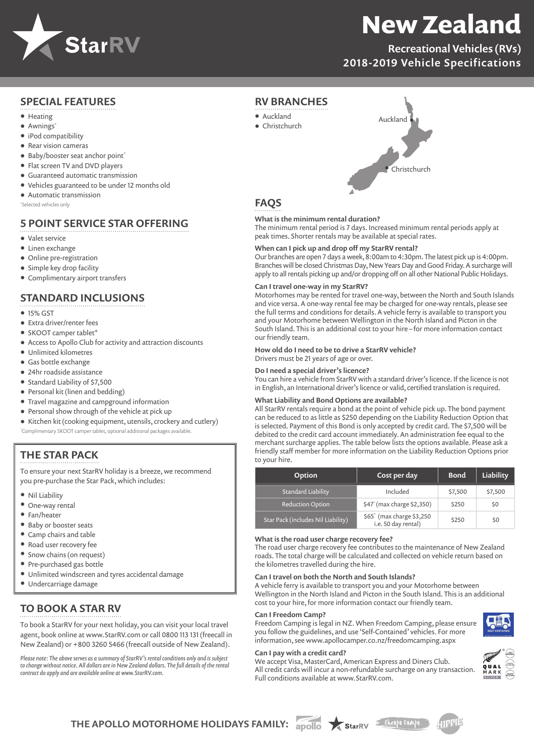# StarRV

# New Zealand

## Recreational Vehicles (RVs)
## 2018-2019 Vehicle Specifications

## SPECIAL FEATURES

- Heating
- Awnings*
- iPod compatibility
- Rear vision cameras
- Baby/booster seat anchor point*
- Flat screen TV and DVD players
- Guaranteed automatic transmission
- Vehicles guaranteed to be under 12 months old
- Automatic transmission

*Selected vehicles only

## 5 POINT SERVICE STAR OFFERING

- Valet service
- Linen exchange
- Online pre-registration
- Simple key drop facility
- Complimentary airport transfers

## STANDARD INCLUSIONS

- 15% GST
- Extra driver/renter fees
- SKOOT camper tablet*
- Access to Apollo Club for activity and attraction discounts
- Unlimited kilometres
- Gas bottle exchange
- 24hr roadside assistance
- Standard Liability of $7,500
- Personal kit (linen and bedding)
- Travel magazine and campground information
- Personal show through of the vehicle at pick up
- Kitchen kit (cooking equipment, utensils, crockery and cutlery)

*Complimentary SKOOT camper tablet, optional additional packages available.

## THE STAR PACK

To ensure your next StarRV holiday is a breeze, we recommend you pre-purchase the Star Pack, which includes:

- Nil Liability
- One-way rental
- Fan/heater
- Baby or booster seats
- Camp chairs and table
- Road user recovery fee
- Snow chains (on request)
- Pre-purchased gas bottle
- Unlimited windscreen and tyres accidental damage
- Undercarriage damage

## TO BOOK A STAR RV

To book a StarRV for your next holiday, you can visit your local travel agent, book online at www.StarRV.com or call 0800 113 131 (freecall in New Zealand) or +800 3260 5466 (freecall outside of New Zealand).

*Please note: The above serves as a summary of StarRV's rental conditions only and is subject to change without notice. All dollars are in New Zealand dollars. The full details of the rental contract do apply and are available online at www.StarRV.com.*

## RV BRANCHES

- Auckland
- Christchurch

## FAQS

**What is the minimum rental duration?**
The minimum rental period is 7 days. Increased minimum rental periods apply at peak times. Shorter rentals may be available at special rates.

**When can I pick up and drop off my StarRV rental?**
Our branches are open 7 days a week, 8:00am to 4:30pm. The latest pick up is 4:00pm. Branches will be closed Christmas Day, New Years Day and Good Friday. A surcharge will apply to all rentals picking up and/or dropping off on all other National Public Holidays.

**Can I travel one-way in my StarRV?**
Motorhomes may be rented for travel one-way, between the North and South Islands and vice versa. A one-way rental fee may be charged for one-way rentals, please see the full terms and conditions for details. A vehicle ferry is available to transport you and your Motorhome between Wellington in the North Island and Picton in the South Island. This is an additional cost to your hire – for more information contact our friendly team.

**How old do I need to be to drive a StarRV vehicle?**
Drivers must be 21 years of age or over.

**Do I need a special driver's licence?**
You can hire a vehicle from StarRV with a standard driver's licence. If the licence is not in English, an International driver's licence or valid, certified translation is required.

**What Liability and Bond Options are available?**
All StarRV rentals require a bond at the point of vehicle pick up. The bond payment can be reduced to as little as $250 depending on the Liability Reduction Option that is selected. Payment of this Bond is only accepted by credit card. The $7,500 will be debited to the credit card account immediately. An administration fee equal to the merchant surcharge applies. The table below lists the options available. Please ask a friendly staff member for more information on the Liability Reduction Options prior to your hire.

| Option | Cost per day | Bond | Liability |
|---|---|---|---|
| Standard Liability | Included | $7,500 | $7,500 |
| Reduction Option | $47* (max charge $2,350) | $250 | $0 |
| Star Pack (includes Nil Liability) | $65* (max charge $3,250 i.e. 50 day rental) | $250 | $0 |

**What is the road user charge recovery fee?**
The road user charge recovery fee contributes to the maintenance of New Zealand roads. The total charge will be calculated and collected on vehicle return based on the kilometres travelled during the hire.

**Can I travel on both the North and South Islands?**
A vehicle ferry is available to transport you and your Motorhome between Wellington in the North Island and Picton in the South Island. This is an additional cost to your hire, for more information contact our friendly team.

**Can I Freedom Camp?**
Freedom Camping is legal in NZ. When Freedom Camping, please ensure you follow the guidelines, and use 'Self-Contained' vehicles. For more information, see www.apollocamper.co.nz/freedomcamping.aspx

**Can I pay with a credit card?**
We accept Visa, MasterCard, American Express and Diners Club. All credit cards will incur a non-refundable surcharge on any transaction. Full conditions available at www.StarRV.com.

THE APOLLO MOTORHOME HOLIDAYS FAMILY: apollo, StarRV, Cheapa Campa, HIPPIE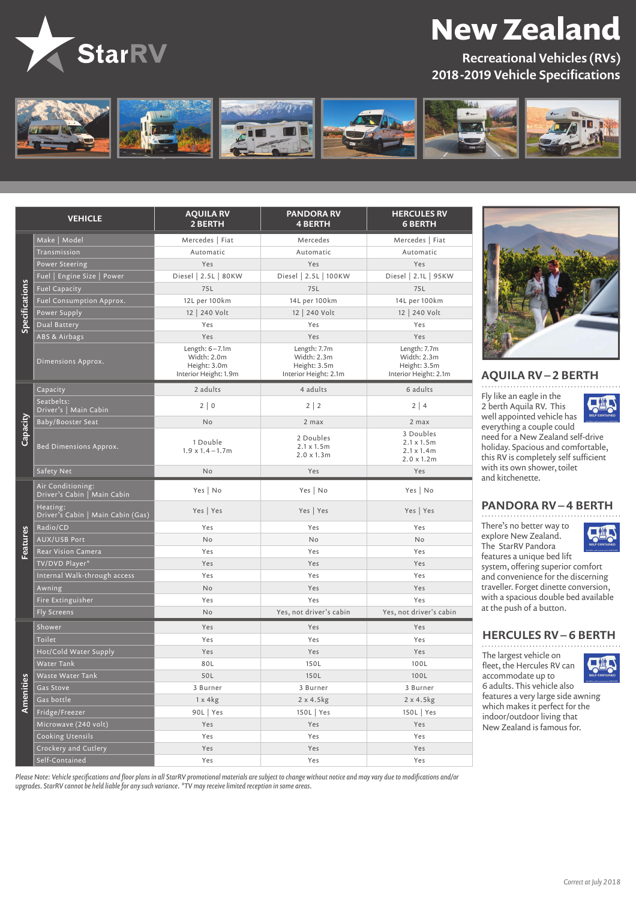# New Zealand

## Recreational Vehicles (RVs)
## 2018-2019 Vehicle Specifications

| | VEHICLE | AQUILA RV 2 BERTH | PANDORA RV 4 BERTH | HERCULES RV 6 BERTH |
|---|---|---|---|---|
| Specifications | Make \| Model | Mercedes \| Fiat | Mercedes | Mercedes \| Fiat |
| | Transmission | Automatic | Automatic | Automatic |
| | Power Steering | Yes | Yes | Yes |
| | Fuel \| Engine Size \| Power | Diesel \| 2.5L \| 80KW | Diesel \| 2.5L \| 100KW | Diesel \| 2.1L \| 95KW |
| | Fuel Capacity | 75L | 75L | 75L |
| | Fuel Consumption Approx. | 12L per 100km | 14L per 100km | 14L per 100km |
| | Power Supply | 12 \| 240 Volt | 12 \| 240 Volt | 12 \| 240 Volt |
| | Dual Battery | Yes | Yes | Yes |
| | ABS & Airbags | Yes | Yes | Yes |
| | Dimensions Approx. | Length: 6–7.1m<br>Width: 2.0m<br>Height: 3.0m<br>Interior Height: 1.9m | Length: 7.7m<br>Width: 2.3m<br>Height: 3.5m<br>Interior Height: 2.1m | Length: 7.7m<br>Width: 2.3m<br>Height: 3.5m<br>Interior Height: 2.1m |
| Capacity | Capacity | 2 adults | 4 adults | 6 adults |
| | Seatbelts: Driver's \| Main Cabin | 2 \| 0 | 2 \| 2 | 2 \| 4 |
| | Baby/Booster Seat | No | 2 max | 2 max |
| | Bed Dimensions Approx. | 1 Double<br>1.9 x 1.4 – 1.7m | 2 Doubles<br>2.1 x 1.5m<br>2.0 x 1.3m | 3 Doubles<br>2.1 x 1.5m<br>2.1 x 1.4m<br>2.0 x 1.2m |
| | Safety Net | No | Yes | Yes |
| Features | Air Conditioning: Driver's Cabin \| Main Cabin | Yes \| No | Yes \| No | Yes \| No |
| | Heating: Driver's Cabin \| Main Cabin (Gas) | Yes \| Yes | Yes \| Yes | Yes \| Yes |
| | Radio/CD | Yes | Yes | Yes |
| | AUX/USB Port | No | No | No |
| | Rear Vision Camera | Yes | Yes | Yes |
| | TV/DVD Player* | Yes | Yes | Yes |
| | Internal Walk-through access | Yes | Yes | Yes |
| | Awning | No | Yes | Yes |
| | Fire Extinguisher | Yes | Yes | Yes |
| | Fly Screens | No | Yes, not driver's cabin | Yes, not driver's cabin |
| Amenities | Shower | Yes | Yes | Yes |
| | Toilet | Yes | Yes | Yes |
| | Hot/Cold Water Supply | Yes | Yes | Yes |
| | Water Tank | 80L | 150L | 100L |
| | Waste Water Tank | 50L | 150L | 100L |
| | Gas Stove | 3 Burner | 3 Burner | 3 Burner |
| | Gas bottle | 1 x 4kg | 2 x 4.5kg | 2 x 4.5kg |
| | Fridge/Freezer | 90L \| Yes | 150L \| Yes | 150L \| Yes |
| | Microwave (240 volt) | Yes | Yes | Yes |
| | Cooking Utensils | Yes | Yes | Yes |
| | Crockery and Cutlery | Yes | Yes | Yes |
| | Self-Contained | Yes | Yes | Yes |

*Please Note: Vehicle specifications and floor plans in all StarRV promotional materials are subject to change without notice and may vary due to modifications and/or upgrades. StarRV cannot be held liable for any such variance. \*TV may receive limited reception in some areas.*

## AQUILA RV – 2 BERTH

Fly like an eagle in the 2 berth Aquila RV. This well appointed vehicle has everything a couple could need for a New Zealand self-drive holiday. Spacious and comfortable, this RV is completely self sufficient with its own shower, toilet and kitchenette.

## PANDORA RV – 4 BERTH

There's no better way to explore New Zealand. The StarRV Pandora features a unique bed lift system, offering superior comfort and convenience for the discerning traveller. Forget dinette conversion, with a spacious double bed available at the push of a button.

## HERCULES RV – 6 BERTH

The largest vehicle on fleet, the Hercules RV can accommodate up to 6 adults. This vehicle also features a very large side awning which makes it perfect for the indoor/outdoor living that New Zealand is famous for.

*Correct at July 2018*